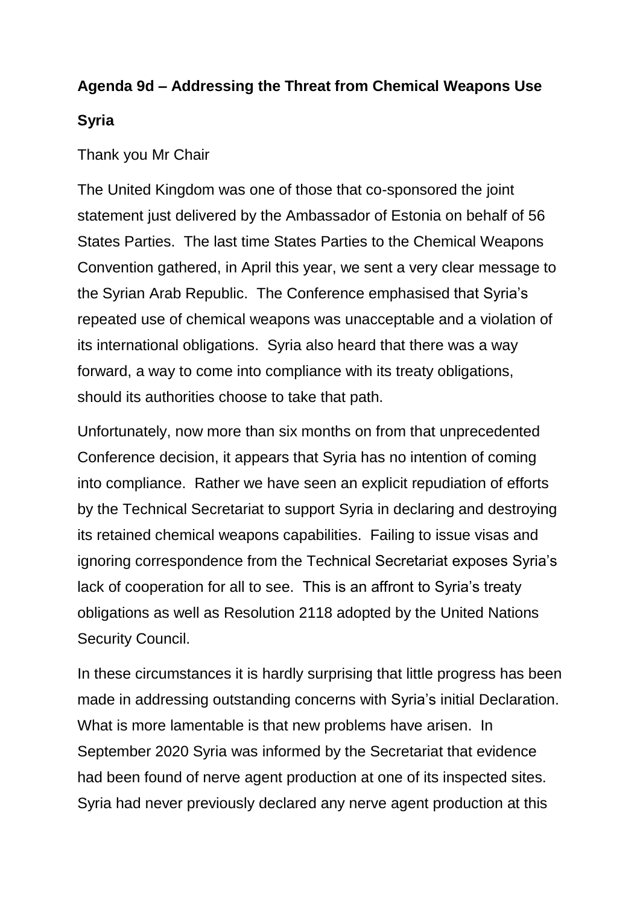**Agenda 9d – Addressing the Threat from Chemical Weapons Use**

**Syria**

Thank you Mr Chair

The United Kingdom was one of those that co-sponsored the joint statement just delivered by the Ambassador of Estonia on behalf of 56 States Parties. The last time States Parties to the Chemical Weapons Convention gathered, in April this year, we sent a very clear message to the Syrian Arab Republic. The Conference emphasised that Syria's repeated use of chemical weapons was unacceptable and a violation of its international obligations. Syria also heard that there was a way forward, a way to come into compliance with its treaty obligations, should its authorities choose to take that path.

Unfortunately, now more than six months on from that unprecedented Conference decision, it appears that Syria has no intention of coming into compliance. Rather we have seen an explicit repudiation of efforts by the Technical Secretariat to support Syria in declaring and destroying its retained chemical weapons capabilities. Failing to issue visas and ignoring correspondence from the Technical Secretariat exposes Syria's lack of cooperation for all to see. This is an affront to Syria's treaty obligations as well as Resolution 2118 adopted by the United Nations Security Council.

In these circumstances it is hardly surprising that little progress has been made in addressing outstanding concerns with Syria's initial Declaration. What is more lamentable is that new problems have arisen. In September 2020 Syria was informed by the Secretariat that evidence had been found of nerve agent production at one of its inspected sites. Syria had never previously declared any nerve agent production at this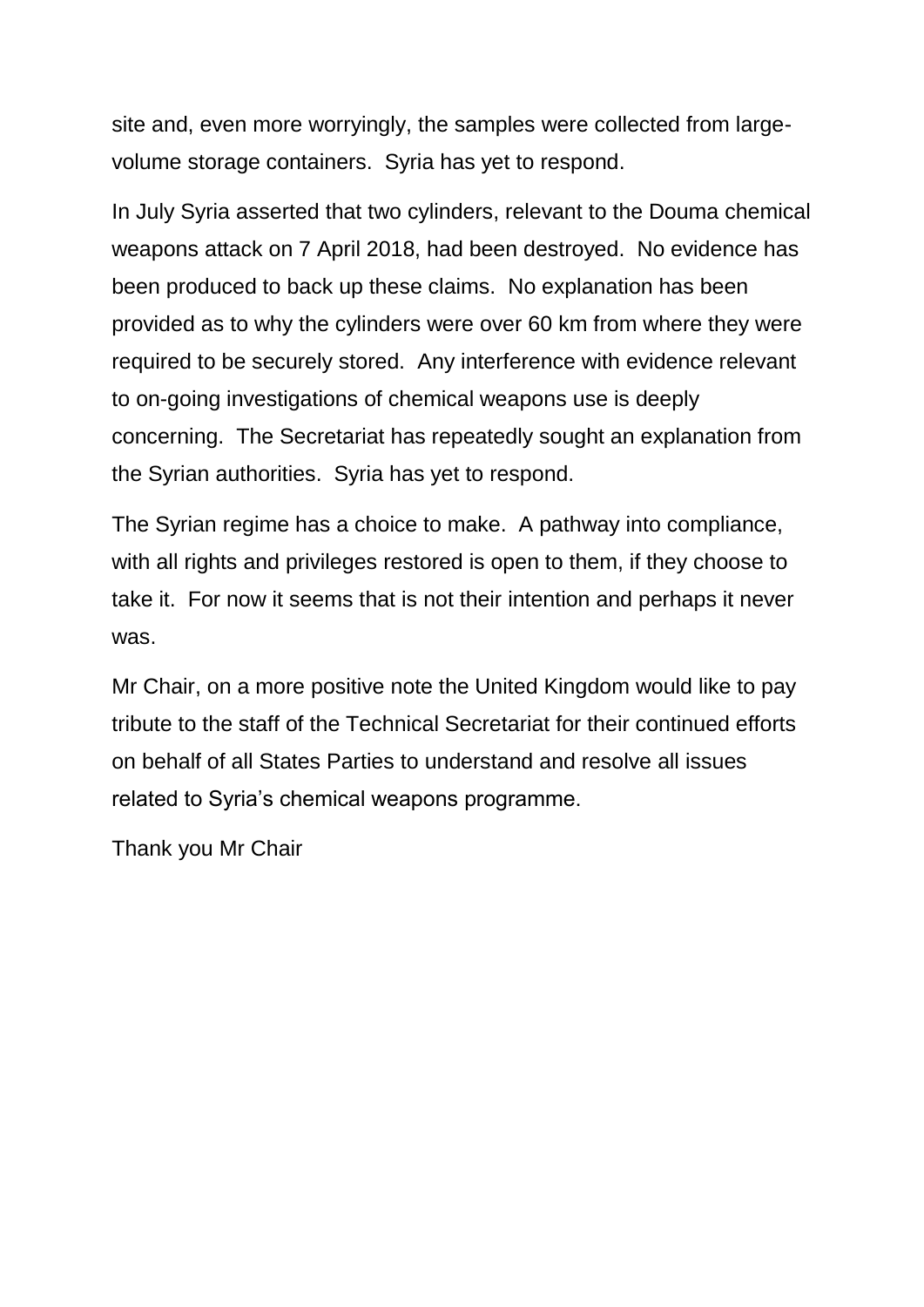site and, even more worryingly, the samples were collected from large-volume storage containers. Syria has yet to respond.

In July Syria asserted that two cylinders, relevant to the Douma chemical weapons attack on 7 April 2018, had been destroyed. No evidence has been produced to back up these claims. No explanation has been provided as to why the cylinders were over 60 km from where they were required to be securely stored. Any interference with evidence relevant to on-going investigations of chemical weapons use is deeply concerning. The Secretariat has repeatedly sought an explanation from the Syrian authorities. Syria has yet to respond.

The Syrian regime has a choice to make. A pathway into compliance, with all rights and privileges restored is open to them, if they choose to take it. For now it seems that is not their intention and perhaps it never was.

Mr Chair, on a more positive note the United Kingdom would like to pay tribute to the staff of the Technical Secretariat for their continued efforts on behalf of all States Parties to understand and resolve all issues related to Syria's chemical weapons programme.

Thank you Mr Chair